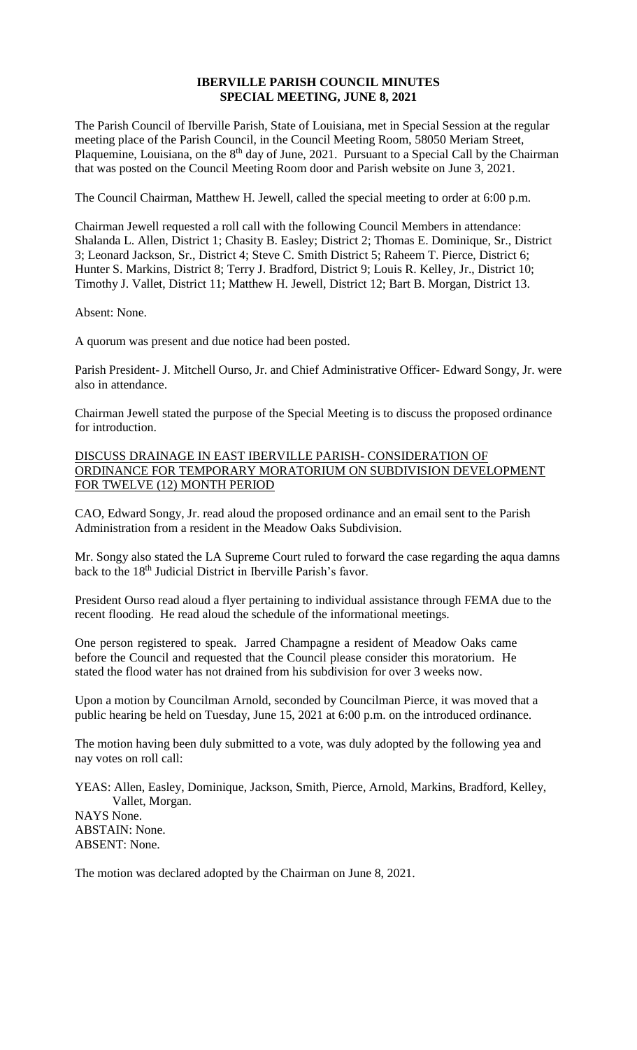# IBERVILLE PARISH COUNCIL MINUTES
## SPECIAL MEETING, JUNE 8, 2021

The Parish Council of Iberville Parish, State of Louisiana, met in Special Session at the regular meeting place of the Parish Council, in the Council Meeting Room, 58050 Meriam Street, Plaquemine, Louisiana, on the 8th day of June, 2021. Pursuant to a Special Call by the Chairman that was posted on the Council Meeting Room door and Parish website on June 3, 2021.

The Council Chairman, Matthew H. Jewell, called the special meeting to order at 6:00 p.m.

Chairman Jewell requested a roll call with the following Council Members in attendance: Shalanda L. Allen, District 1; Chasity B. Easley; District 2; Thomas E. Dominique, Sr., District 3; Leonard Jackson, Sr., District 4; Steve C. Smith District 5; Raheem T. Pierce, District 6; Hunter S. Markins, District 8; Terry J. Bradford, District 9; Louis R. Kelley, Jr., District 10; Timothy J. Vallet, District 11; Matthew H. Jewell, District 12; Bart B. Morgan, District 13.

Absent: None.

A quorum was present and due notice had been posted.

Parish President- J. Mitchell Ourso, Jr. and Chief Administrative Officer- Edward Songy, Jr. were also in attendance.

Chairman Jewell stated the purpose of the Special Meeting is to discuss the proposed ordinance for introduction.

<u>DISCUSS DRAINAGE IN EAST IBERVILLE PARISH- CONSIDERATION OF ORDINANCE FOR TEMPORARY MORATORIUM ON SUBDIVISION DEVELOPMENT FOR TWELVE (12) MONTH PERIOD</u>

CAO, Edward Songy, Jr. read aloud the proposed ordinance and an email sent to the Parish Administration from a resident in the Meadow Oaks Subdivision.

Mr. Songy also stated the LA Supreme Court ruled to forward the case regarding the aqua damns back to the 18th Judicial District in Iberville Parish's favor.

President Ourso read aloud a flyer pertaining to individual assistance through FEMA due to the recent flooding. He read aloud the schedule of the informational meetings.

One person registered to speak. Jarred Champagne a resident of Meadow Oaks came before the Council and requested that the Council please consider this moratorium. He stated the flood water has not drained from his subdivision for over 3 weeks now.

Upon a motion by Councilman Arnold, seconded by Councilman Pierce, it was moved that a public hearing be held on Tuesday, June 15, 2021 at 6:00 p.m. on the introduced ordinance.

The motion having been duly submitted to a vote, was duly adopted by the following yea and nay votes on roll call:

YEAS: Allen, Easley, Dominique, Jackson, Smith, Pierce, Arnold, Markins, Bradford, Kelley, Vallet, Morgan.
NAYS None.
ABSTAIN: None.
ABSENT: None.

The motion was declared adopted by the Chairman on June 8, 2021.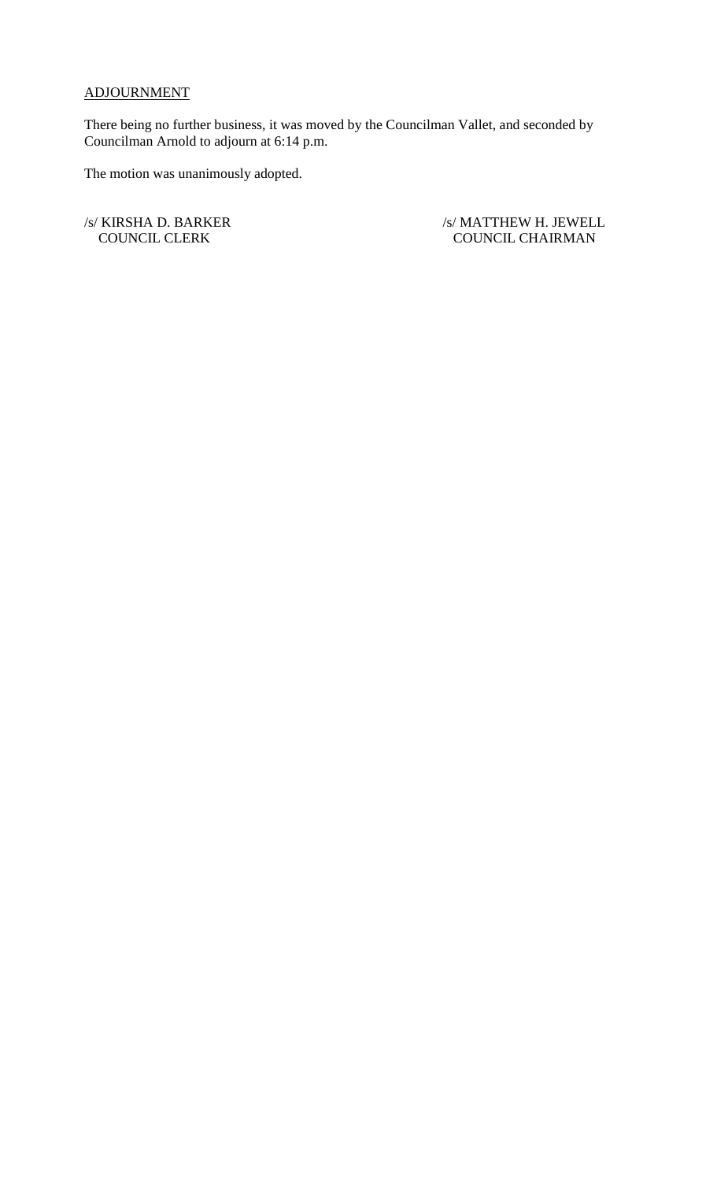ADJOURNMENT

There being no further business, it was moved by the Councilman Vallet, and seconded by Councilman Arnold to adjourn at 6:14 p.m.

The motion was unanimously adopted.

| | |
|---|---|
| /s/ KIRSHA D. BARKER<br>COUNCIL CLERK | /s/ MATTHEW H. JEWELL<br>COUNCIL CHAIRMAN |